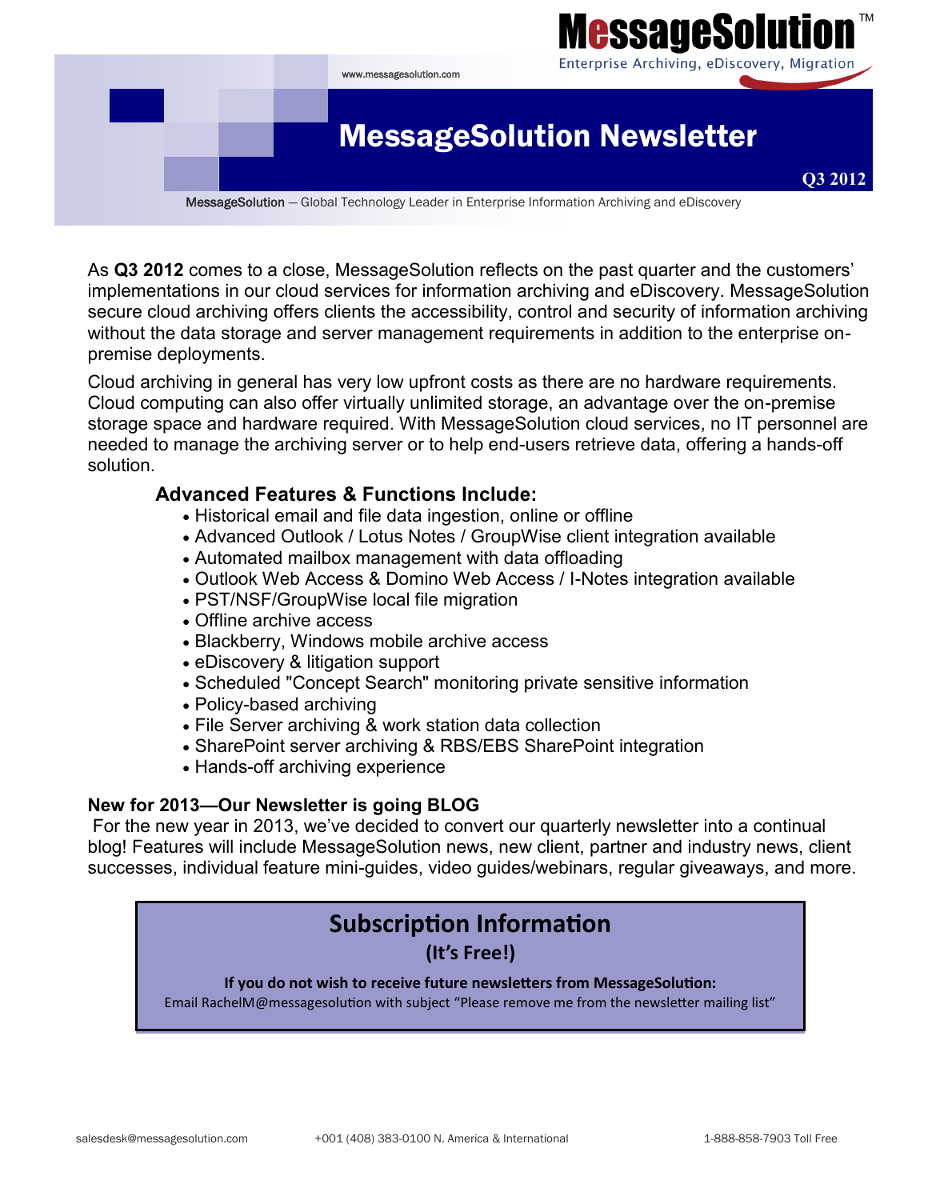# MessageSolution™

Enterprise Archiving, eDiscovery, Migration

www.messagesolution.com

# MessageSolution Newsletter

**Q3 2012**

MessageSolution — Global Technology Leader in Enterprise Information Archiving and eDiscovery

As **Q3 2012** comes to a close, MessageSolution reflects on the past quarter and the customers' implementations in our cloud services for information archiving and eDiscovery. MessageSolution secure cloud archiving offers clients the accessibility, control and security of information archiving without the data storage and server management requirements in addition to the enterprise on-premise deployments.

Cloud archiving in general has very low upfront costs as there are no hardware requirements. Cloud computing can also offer virtually unlimited storage, an advantage over the on-premise storage space and hardware required. With MessageSolution cloud services, no IT personnel are needed to manage the archiving server or to help end-users retrieve data, offering a hands-off solution.

### Advanced Features & Functions Include:

- Historical email and file data ingestion, online or offline
- Advanced Outlook / Lotus Notes / GroupWise client integration available
- Automated mailbox management with data offloading
- Outlook Web Access & Domino Web Access / I-Notes integration available
- PST/NSF/GroupWise local file migration
- Offline archive access
- Blackberry, Windows mobile archive access
- eDiscovery & litigation support
- Scheduled "Concept Search" monitoring private sensitive information
- Policy-based archiving
- File Server archiving & work station data collection
- SharePoint server archiving & RBS/EBS SharePoint integration
- Hands-off archiving experience

### New for 2013—Our Newsletter is going BLOG

For the new year in 2013, we've decided to convert our quarterly newsletter into a continual blog! Features will include MessageSolution news, new client, partner and industry news, client successes, individual feature mini-guides, video guides/webinars, regular giveaways, and more.

## Subscription Information

**(It's Free!)**

**If you do not wish to receive future newsletters from MessageSolution:**

Email RachelM@messagesolution with subject "Please remove me from the newsletter mailing list"

salesdesk@messagesolution.com    +001 (408) 383-0100 N. America & International    1-888-858-7903 Toll Free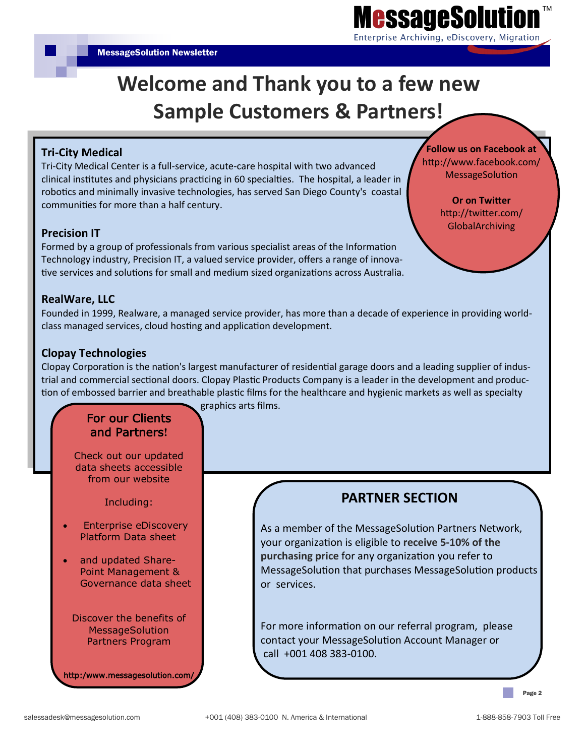# Welcome and Thank you to a few new Sample Customers & Partners!

### Tri-City Medical

Tri-City Medical Center is a full-service, acute-care hospital with two advanced clinical institutes and physicians practicing in 60 specialties. The hospital, a leader in robotics and minimally invasive technologies, has served San Diego County's coastal communities for more than a half century.

### Precision IT

Formed by a group of professionals from various specialist areas of the Information Technology industry, Precision IT, a valued service provider, offers a range of innovative services and solutions for small and medium sized organizations across Australia.

### RealWare, LLC

Founded in 1999, Realware, a managed service provider, has more than a decade of experience in providing world-class managed services, cloud hosting and application development.

### Clopay Technologies

Clopay Corporation is the nation's largest manufacturer of residential garage doors and a leading supplier of industrial and commercial sectional doors. Clopay Plastic Products Company is a leader in the development and production of embossed barrier and breathable plastic films for the healthcare and hygienic markets as well as specialty graphics arts films.

**Follow us on Facebook at**
http://www.facebook.com/MessageSolution

**Or on Twitter**
http://twitter.com/GlobalArchiving

## For our Clients and Partners!

Check out our updated data sheets accessible from our website

Including:

- Enterprise eDiscovery Platform Data sheet
- and updated SharePoint Management & Governance data sheet

Discover the benefits of MessageSolution Partners Program

**http:/www.messagesolution.com/**

## PARTNER SECTION

As a member of the MessageSolution Partners Network, your organization is eligible to **receive 5-10% of the purchasing price** for any organization you refer to MessageSolution that purchases MessageSolution products or services.

For more information on our referral program, please contact your MessageSolution Account Manager or call +001 408 383-0100.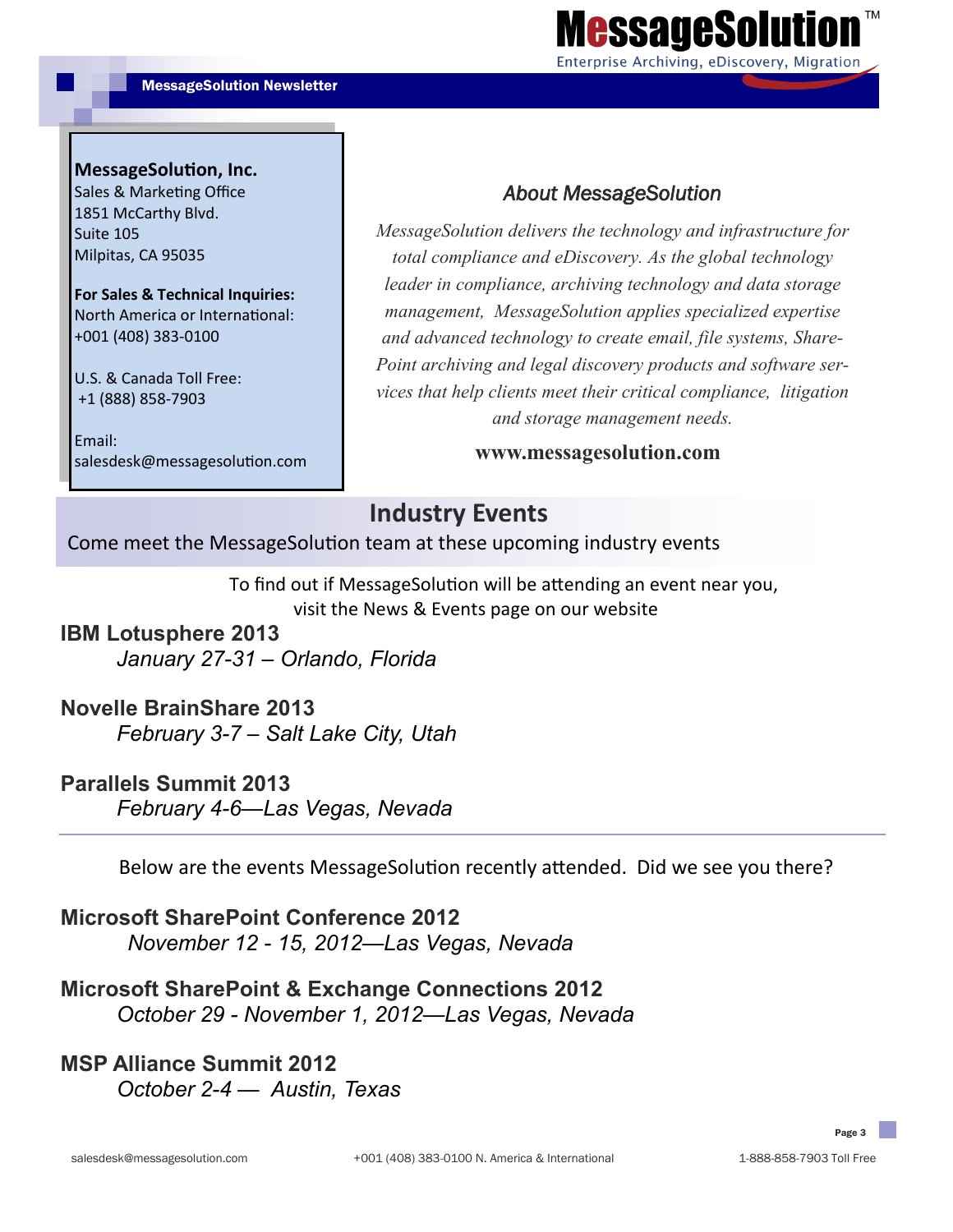**MessageSolution, Inc.**
Sales & Marketing Office
1851 McCarthy Blvd.
Suite 105
Milpitas, CA 95035

**For Sales & Technical Inquiries:**
North America or International:
+001 (408) 383-0100

U.S. & Canada Toll Free:
+1 (888) 858-7903

Email:
salesdesk@messagesolution.com

### *About MessageSolution*

*MessageSolution delivers the technology and infrastructure for total compliance and eDiscovery. As the global technology leader in compliance, archiving technology and data storage management, MessageSolution applies specialized expertise and advanced technology to create email, file systems, SharePoint archiving and legal discovery products and software services that help clients meet their critical compliance, litigation and storage management needs.*

**www.messagesolution.com**

## Industry Events

Come meet the MessageSolution team at these upcoming industry events

To find out if MessageSolution will be attending an event near you, visit the News & Events page on our website

**IBM Lotusphere 2013**
*January 27-31 – Orlando, Florida*

**Novelle BrainShare 2013**
*February 3-7 – Salt Lake City, Utah*

**Parallels Summit 2013**
*February 4-6—Las Vegas, Nevada*

---

Below are the events MessageSolution recently attended. Did we see you there?

**Microsoft SharePoint Conference 2012**
*November 12 - 15, 2012—Las Vegas, Nevada*

**Microsoft SharePoint & Exchange Connections 2012**
*October 29 - November 1, 2012—Las Vegas, Nevada*

**MSP Alliance Summit 2012**
*October 2-4 — Austin, Texas*